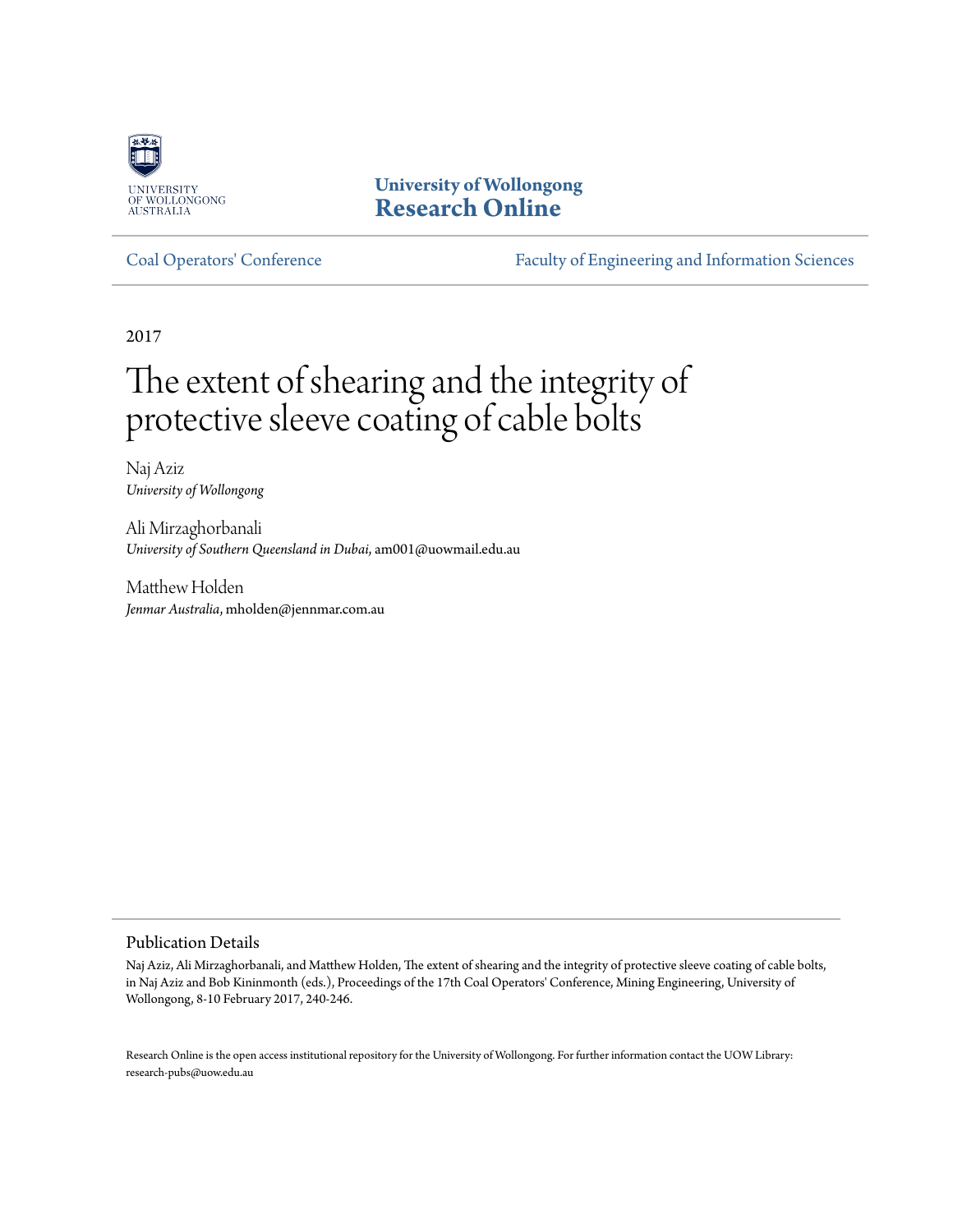University of Wollongong
Research Online

Coal Operators' Conference

Faculty of Engineering and Information Sciences

2017

# The extent of shearing and the integrity of protective sleeve coating of cable bolts

Naj Aziz
*University of Wollongong*

Ali Mirzaghorbanali
*University of Southern Queensland in Dubai*, am001@uowmail.edu.au

Matthew Holden
*Jenmar Australia*, mholden@jennmar.com.au

## Publication Details

Naj Aziz, Ali Mirzaghorbanali, and Matthew Holden, The extent of shearing and the integrity of protective sleeve coating of cable bolts, in Naj Aziz and Bob Kininmonth (eds.), Proceedings of the 17th Coal Operators' Conference, Mining Engineering, University of Wollongong, 8-10 February 2017, 240-246.

Research Online is the open access institutional repository for the University of Wollongong. For further information contact the UOW Library: research-pubs@uow.edu.au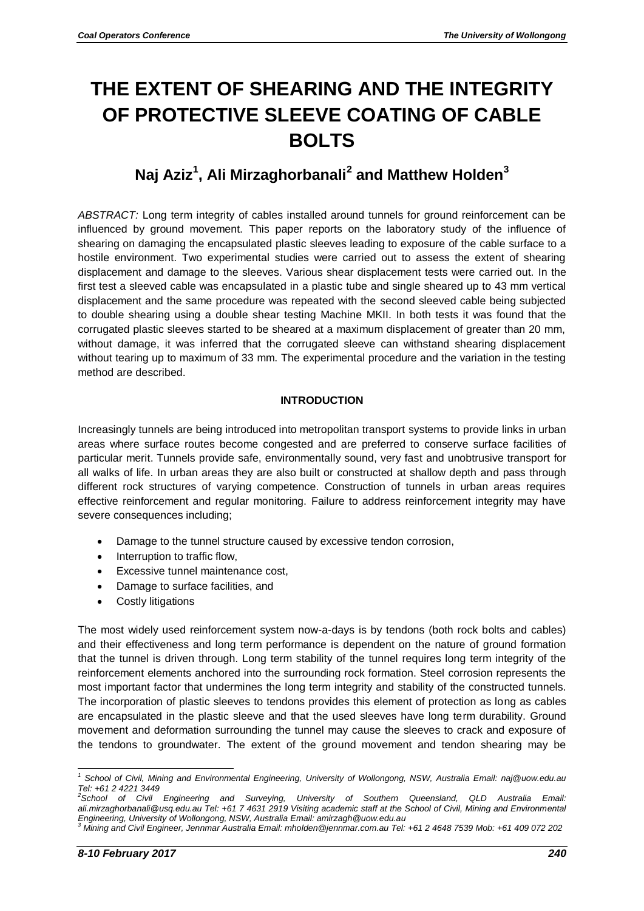# THE EXTENT OF SHEARING AND THE INTEGRITY OF PROTECTIVE SLEEVE COATING OF CABLE BOLTS

## Naj Aziz[1], Ali Mirzaghorbanali[2] and Matthew Holden[3]

*ABSTRACT:* Long term integrity of cables installed around tunnels for ground reinforcement can be influenced by ground movement. This paper reports on the laboratory study of the influence of shearing on damaging the encapsulated plastic sleeves leading to exposure of the cable surface to a hostile environment. Two experimental studies were carried out to assess the extent of shearing displacement and damage to the sleeves. Various shear displacement tests were carried out. In the first test a sleeved cable was encapsulated in a plastic tube and single sheared up to 43 mm vertical displacement and the same procedure was repeated with the second sleeved cable being subjected to double shearing using a double shear testing Machine MKII. In both tests it was found that the corrugated plastic sleeves started to be sheared at a maximum displacement of greater than 20 mm, without damage, it was inferred that the corrugated sleeve can withstand shearing displacement without tearing up to maximum of 33 mm. The experimental procedure and the variation in the testing method are described.

### INTRODUCTION

Increasingly tunnels are being introduced into metropolitan transport systems to provide links in urban areas where surface routes become congested and are preferred to conserve surface facilities of particular merit. Tunnels provide safe, environmentally sound, very fast and unobtrusive transport for all walks of life. In urban areas they are also built or constructed at shallow depth and pass through different rock structures of varying competence. Construction of tunnels in urban areas requires effective reinforcement and regular monitoring. Failure to address reinforcement integrity may have severe consequences including;

- Damage to the tunnel structure caused by excessive tendon corrosion,
- Interruption to traffic flow,
- Excessive tunnel maintenance cost,
- Damage to surface facilities, and
- Costly litigations

The most widely used reinforcement system now-a-days is by tendons (both rock bolts and cables) and their effectiveness and long term performance is dependent on the nature of ground formation that the tunnel is driven through. Long term stability of the tunnel requires long term integrity of the reinforcement elements anchored into the surrounding rock formation. Steel corrosion represents the most important factor that undermines the long term integrity and stability of the constructed tunnels. The incorporation of plastic sleeves to tendons provides this element of protection as long as cables are encapsulated in the plastic sleeve and that the used sleeves have long term durability. Ground movement and deformation surrounding the tunnel may cause the sleeves to crack and exposure of the tendons to groundwater. The extent of the ground movement and tendon shearing may be

---

[1] School of Civil, Mining and Environmental Engineering, University of Wollongong, NSW, Australia Email: naj@uow.edu.au Tel: +61 2 4221 3449

[2] School of Civil Engineering and Surveying, University of Southern Queensland, QLD Australia Email: ali.mirzaghorbanali@usq.edu.au Tel: +61 7 4631 2919 Visiting academic staff at the School of Civil, Mining and Environmental Engineering, University of Wollongong, NSW, Australia Email: amirzagh@uow.edu.au

[3] Mining and Civil Engineer, Jennmar Australia Email: mholden@jennmar.com.au Tel: +61 2 4648 7539 Mob: +61 409 072 202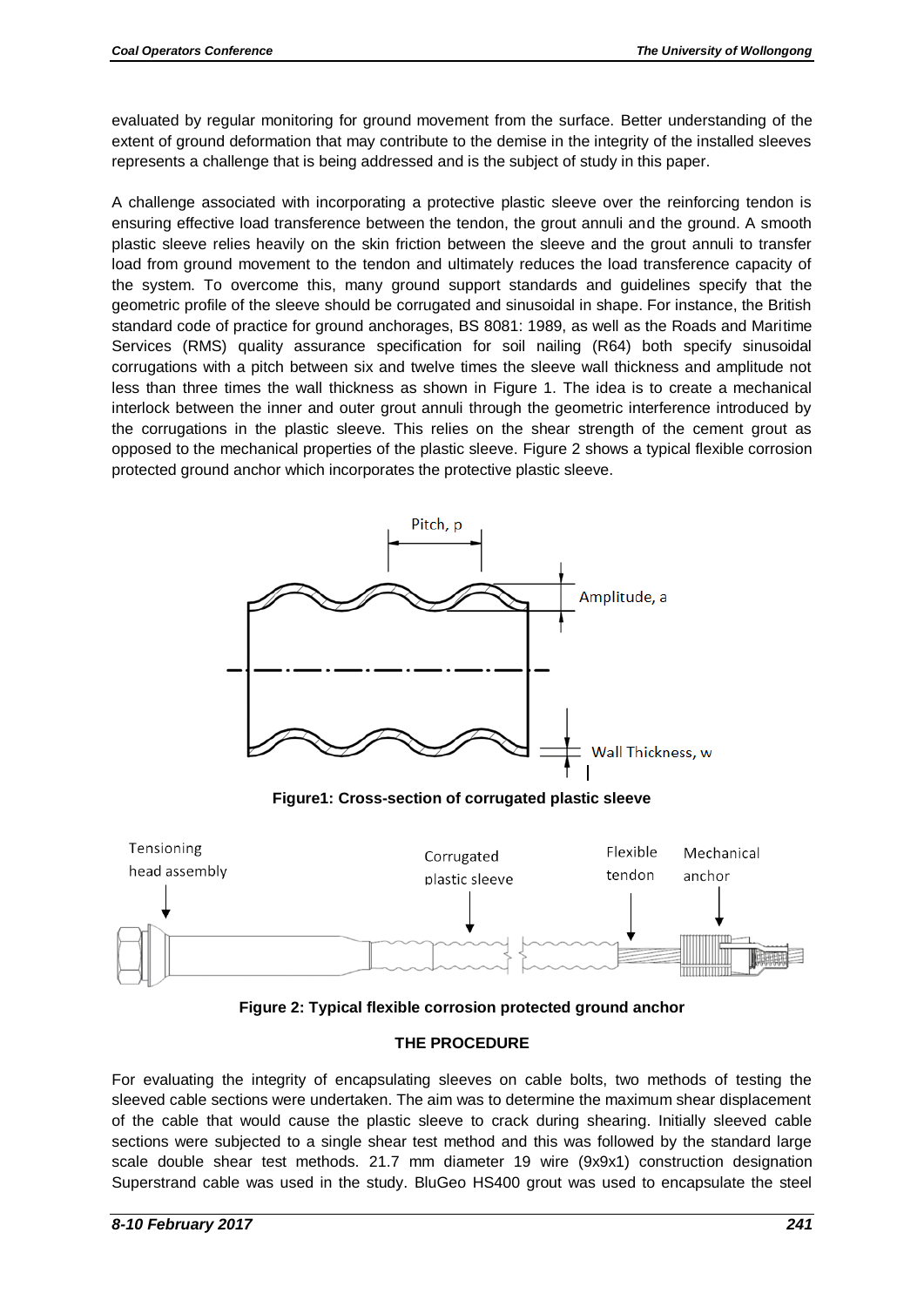evaluated by regular monitoring for ground movement from the surface. Better understanding of the extent of ground deformation that may contribute to the demise in the integrity of the installed sleeves represents a challenge that is being addressed and is the subject of study in this paper.

A challenge associated with incorporating a protective plastic sleeve over the reinforcing tendon is ensuring effective load transference between the tendon, the grout annuli and the ground. A smooth plastic sleeve relies heavily on the skin friction between the sleeve and the grout annuli to transfer load from ground movement to the tendon and ultimately reduces the load transference capacity of the system. To overcome this, many ground support standards and guidelines specify that the geometric profile of the sleeve should be corrugated and sinusoidal in shape. For instance, the British standard code of practice for ground anchorages, BS 8081: 1989, as well as the Roads and Maritime Services (RMS) quality assurance specification for soil nailing (R64) both specify sinusoidal corrugations with a pitch between six and twelve times the sleeve wall thickness and amplitude not less than three times the wall thickness as shown in Figure 1. The idea is to create a mechanical interlock between the inner and outer grout annuli through the geometric interference introduced by the corrugations in the plastic sleeve. This relies on the shear strength of the cement grout as opposed to the mechanical properties of the plastic sleeve. Figure 2 shows a typical flexible corrosion protected ground anchor which incorporates the protective plastic sleeve.

Pitch, p

Amplitude, a

Wall Thickness, w

**Figure1: Cross-section of corrugated plastic sleeve**

Tensioning head assembly

Corrugated plastic sleeve

Flexible tendon

Mechanical anchor

**Figure 2: Typical flexible corrosion protected ground anchor**

## THE PROCEDURE

For evaluating the integrity of encapsulating sleeves on cable bolts, two methods of testing the sleeved cable sections were undertaken. The aim was to determine the maximum shear displacement of the cable that would cause the plastic sleeve to crack during shearing. Initially sleeved cable sections were subjected to a single shear test method and this was followed by the standard large scale double shear test methods. 21.7 mm diameter 19 wire (9x9x1) construction designation Superstrand cable was used in the study. BluGeo HS400 grout was used to encapsulate the steel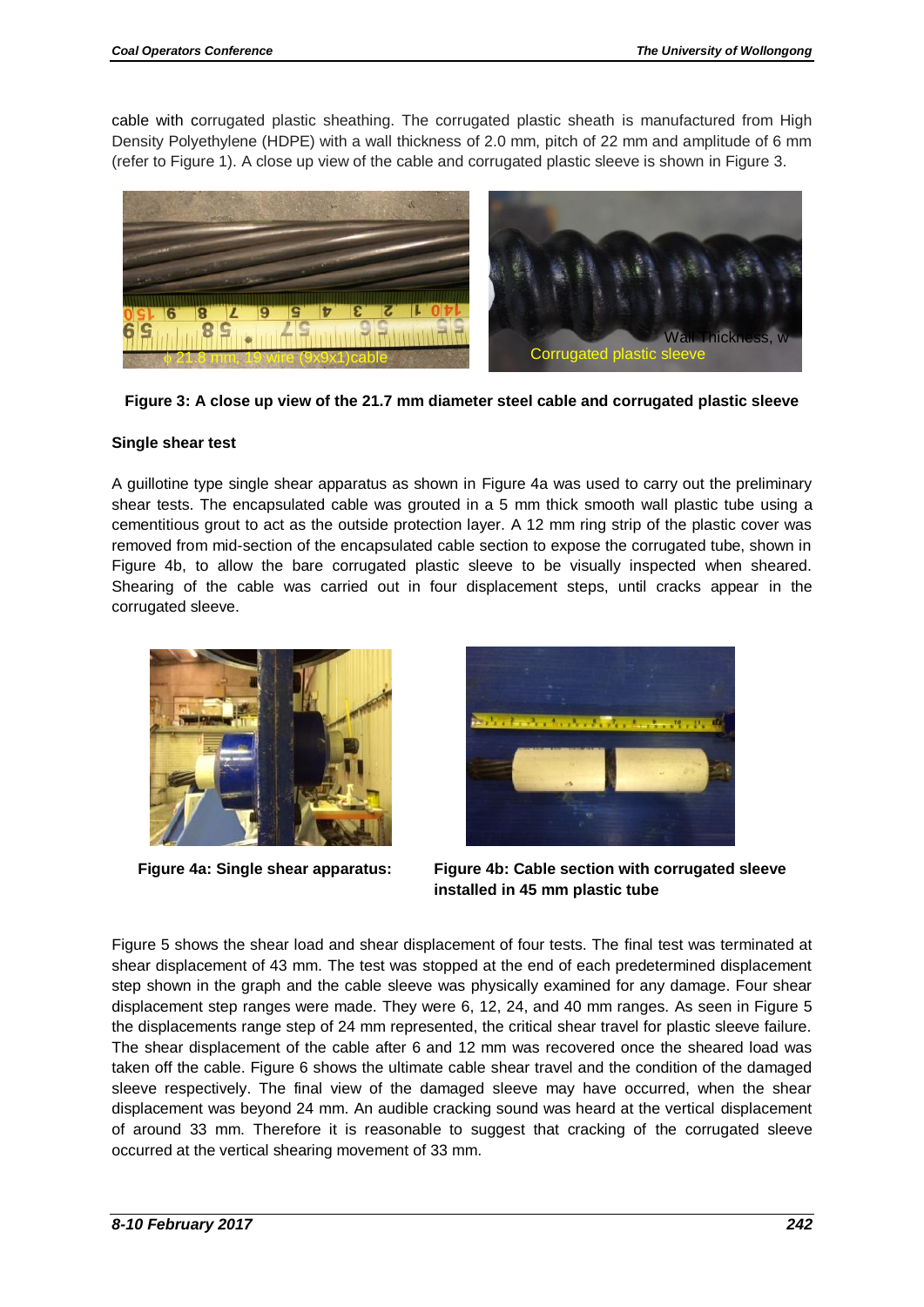cable with corrugated plastic sheathing. The corrugated plastic sheath is manufactured from High Density Polyethylene (HDPE) with a wall thickness of 2.0 mm, pitch of 22 mm and amplitude of 6 mm (refer to Figure 1). A close up view of the cable and corrugated plastic sleeve is shown in Figure 3.

**Figure 3: A close up view of the 21.7 mm diameter steel cable and corrugated plastic sleeve**

**Single shear test**

A guillotine type single shear apparatus as shown in Figure 4a was used to carry out the preliminary shear tests. The encapsulated cable was grouted in a 5 mm thick smooth wall plastic tube using a cementitious grout to act as the outside protection layer. A 12 mm ring strip of the plastic cover was removed from mid-section of the encapsulated cable section to expose the corrugated tube, shown in Figure 4b, to allow the bare corrugated plastic sleeve to be visually inspected when sheared. Shearing of the cable was carried out in four displacement steps, until cracks appear in the corrugated sleeve.

**Figure 4a: Single shear apparatus:**

**Figure 4b: Cable section with corrugated sleeve installed in 45 mm plastic tube**

Figure 5 shows the shear load and shear displacement of four tests. The final test was terminated at shear displacement of 43 mm. The test was stopped at the end of each predetermined displacement step shown in the graph and the cable sleeve was physically examined for any damage. Four shear displacement step ranges were made. They were 6, 12, 24, and 40 mm ranges. As seen in Figure 5 the displacements range step of 24 mm represented, the critical shear travel for plastic sleeve failure. The shear displacement of the cable after 6 and 12 mm was recovered once the sheared load was taken off the cable. Figure 6 shows the ultimate cable shear travel and the condition of the damaged sleeve respectively. The final view of the damaged sleeve may have occurred, when the shear displacement was beyond 24 mm. An audible cracking sound was heard at the vertical displacement of around 33 mm. Therefore it is reasonable to suggest that cracking of the corrugated sleeve occurred at the vertical shearing movement of 33 mm.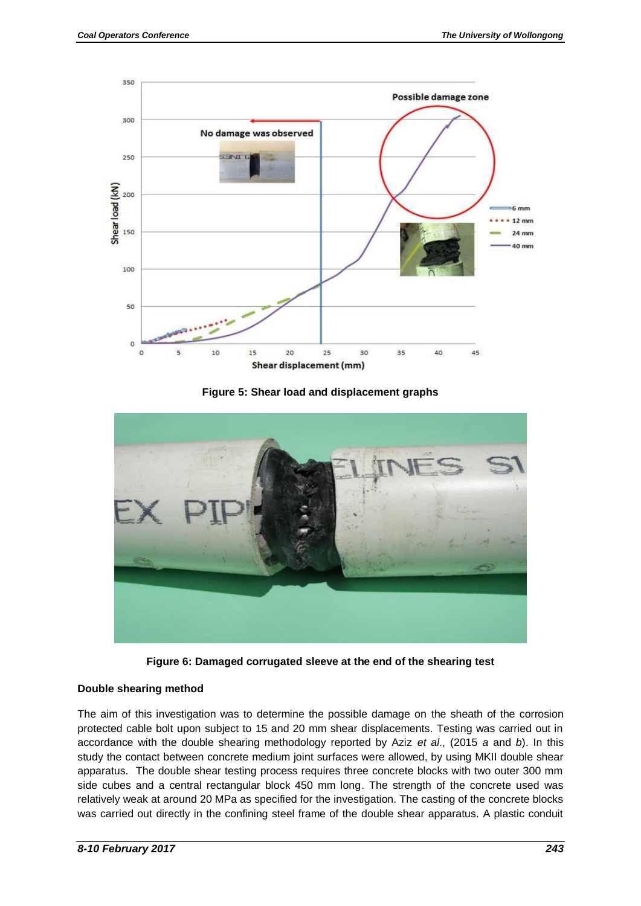Figure 5: Shear load and displacement graphs

Figure 6: Damaged corrugated sleeve at the end of the shearing test

**Double shearing method**

The aim of this investigation was to determine the possible damage on the sheath of the corrosion protected cable bolt upon subject to 15 and 20 mm shear displacements. Testing was carried out in accordance with the double shearing methodology reported by Aziz *et al*., (2015 *a* and *b*). In this study the contact between concrete medium joint surfaces were allowed, by using MKII double shear apparatus. The double shear testing process requires three concrete blocks with two outer 300 mm side cubes and a central rectangular block 450 mm long. The strength of the concrete used was relatively weak at around 20 MPa as specified for the investigation. The casting of the concrete blocks was carried out directly in the confining steel frame of the double shear apparatus. A plastic conduit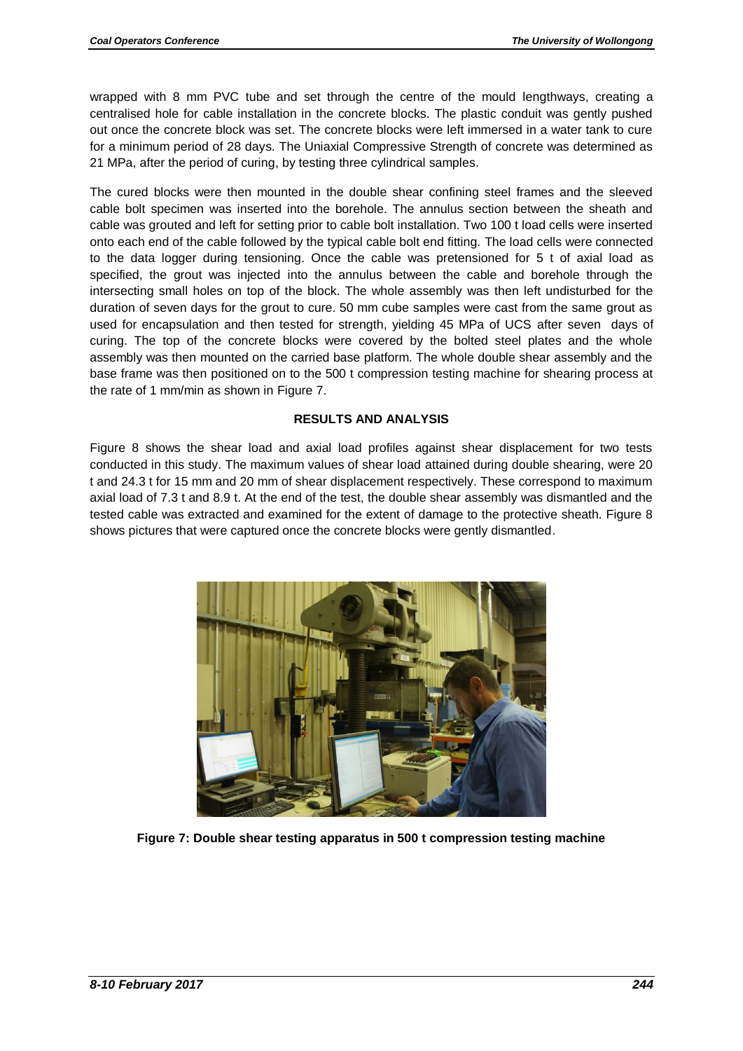wrapped with 8 mm PVC tube and set through the centre of the mould lengthways, creating a centralised hole for cable installation in the concrete blocks. The plastic conduit was gently pushed out once the concrete block was set. The concrete blocks were left immersed in a water tank to cure for a minimum period of 28 days. The Uniaxial Compressive Strength of concrete was determined as 21 MPa, after the period of curing, by testing three cylindrical samples.

The cured blocks were then mounted in the double shear confining steel frames and the sleeved cable bolt specimen was inserted into the borehole. The annulus section between the sheath and cable was grouted and left for setting prior to cable bolt installation. Two 100 t load cells were inserted onto each end of the cable followed by the typical cable bolt end fitting. The load cells were connected to the data logger during tensioning. Once the cable was pretensioned for 5 t of axial load as specified, the grout was injected into the annulus between the cable and borehole through the intersecting small holes on top of the block. The whole assembly was then left undisturbed for the duration of seven days for the grout to cure. 50 mm cube samples were cast from the same grout as used for encapsulation and then tested for strength, yielding 45 MPa of UCS after seven days of curing. The top of the concrete blocks were covered by the bolted steel plates and the whole assembly was then mounted on the carried base platform. The whole double shear assembly and the base frame was then positioned on to the 500 t compression testing machine for shearing process at the rate of 1 mm/min as shown in Figure 7.

## RESULTS AND ANALYSIS

Figure 8 shows the shear load and axial load profiles against shear displacement for two tests conducted in this study. The maximum values of shear load attained during double shearing, were 20 t and 24.3 t for 15 mm and 20 mm of shear displacement respectively. These correspond to maximum axial load of 7.3 t and 8.9 t. At the end of the test, the double shear assembly was dismantled and the tested cable was extracted and examined for the extent of damage to the protective sheath. Figure 8 shows pictures that were captured once the concrete blocks were gently dismantled.

**Figure 7: Double shear testing apparatus in 500 t compression testing machine**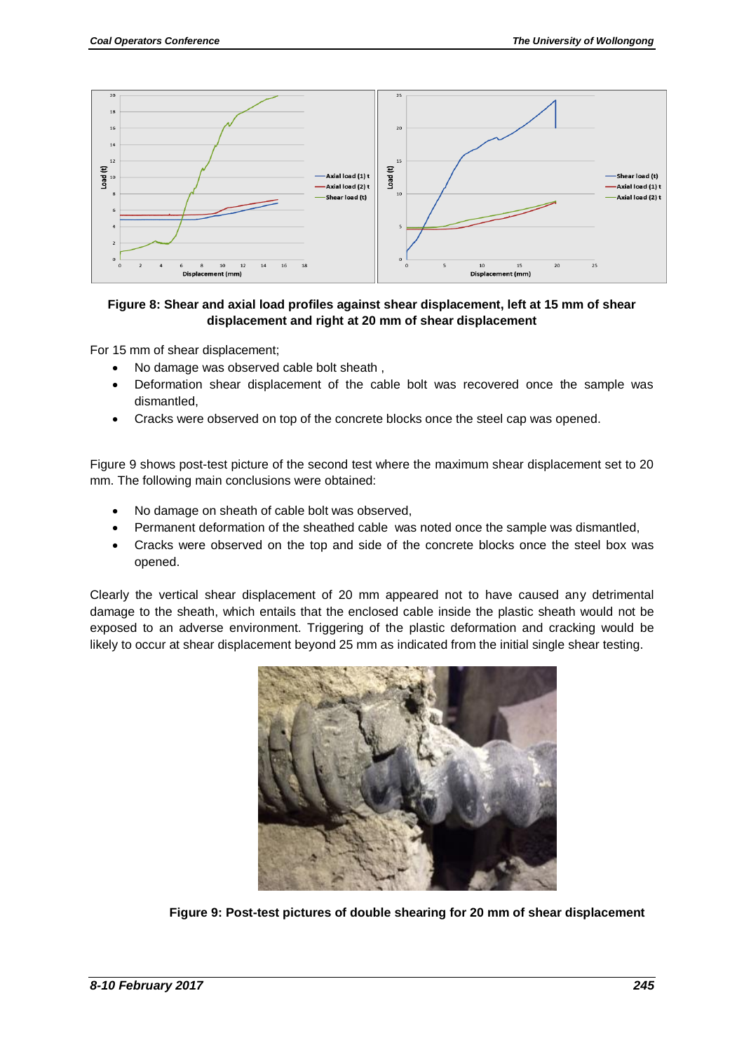**Figure 8: Shear and axial load profiles against shear displacement, left at 15 mm of shear displacement and right at 20 mm of shear displacement**

For 15 mm of shear displacement;

- No damage was observed cable bolt sheath ,
- Deformation shear displacement of the cable bolt was recovered once the sample was dismantled,
- Cracks were observed on top of the concrete blocks once the steel cap was opened.

Figure 9 shows post-test picture of the second test where the maximum shear displacement set to 20 mm. The following main conclusions were obtained:

- No damage on sheath of cable bolt was observed,
- Permanent deformation of the sheathed cable was noted once the sample was dismantled,
- Cracks were observed on the top and side of the concrete blocks once the steel box was opened.

Clearly the vertical shear displacement of 20 mm appeared not to have caused any detrimental damage to the sheath, which entails that the enclosed cable inside the plastic sheath would not be exposed to an adverse environment. Triggering of the plastic deformation and cracking would be likely to occur at shear displacement beyond 25 mm as indicated from the initial single shear testing.

**Figure 9: Post-test pictures of double shearing for 20 mm of shear displacement**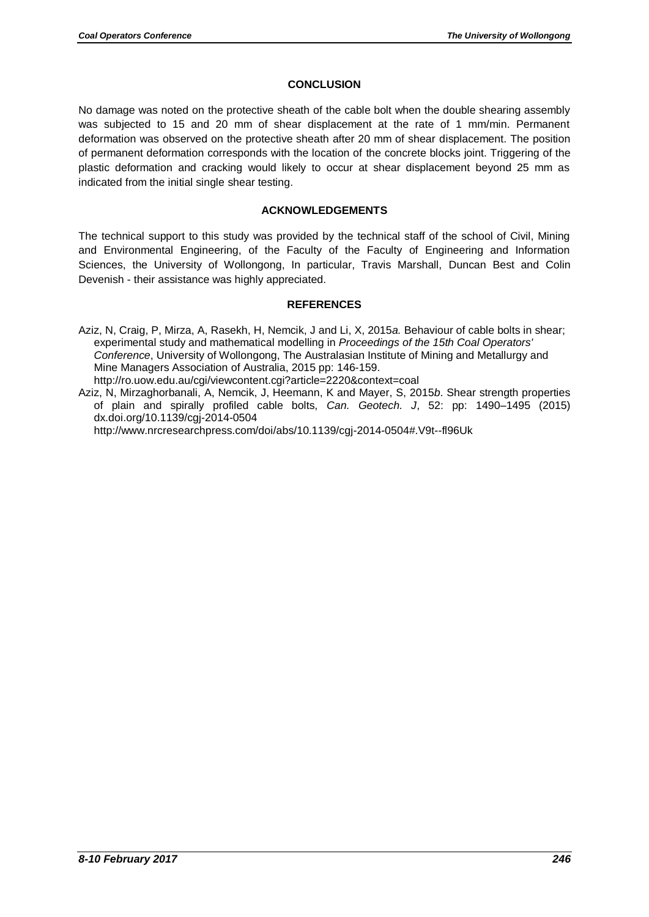## CONCLUSION

No damage was noted on the protective sheath of the cable bolt when the double shearing assembly was subjected to 15 and 20 mm of shear displacement at the rate of 1 mm/min. Permanent deformation was observed on the protective sheath after 20 mm of shear displacement. The position of permanent deformation corresponds with the location of the concrete blocks joint. Triggering of the plastic deformation and cracking would likely to occur at shear displacement beyond 25 mm as indicated from the initial single shear testing.

## ACKNOWLEDGEMENTS

The technical support to this study was provided by the technical staff of the school of Civil, Mining and Environmental Engineering, of the Faculty of the Faculty of Engineering and Information Sciences, the University of Wollongong, In particular, Travis Marshall, Duncan Best and Colin Devenish - their assistance was highly appreciated.

## REFERENCES

Aziz, N, Craig, P, Mirza, A, Rasekh, H, Nemcik, J and Li, X, 2015*a.* Behaviour of cable bolts in shear; experimental study and mathematical modelling in *Proceedings of the 15th Coal Operators' Conference*, University of Wollongong, The Australasian Institute of Mining and Metallurgy and Mine Managers Association of Australia, 2015 pp: 146-159. http://ro.uow.edu.au/cgi/viewcontent.cgi?article=2220&context=coal

Aziz, N, Mirzaghorbanali, A, Nemcik, J, Heemann, K and Mayer, S, 2015*b*. Shear strength properties of plain and spirally profiled cable bolts, *Can. Geotech. J*, 52: pp: 1490–1495 (2015) dx.doi.org/10.1139/cgj-2014-0504 http://www.nrcresearchpress.com/doi/abs/10.1139/cgj-2014-0504#.V9t--fl96Uk